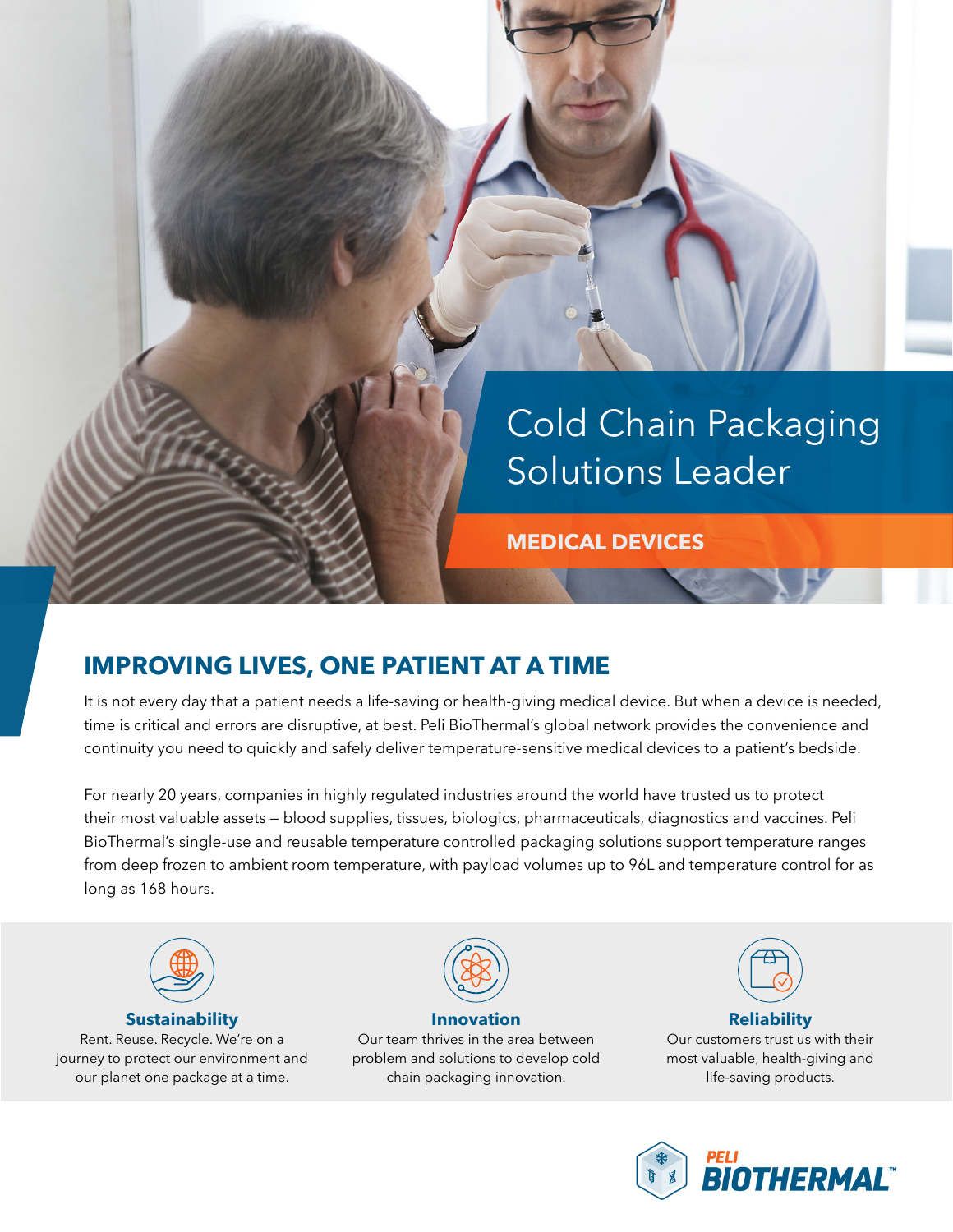# Cold Chain Packaging Solutions Leader

**MEDICAL DEVICES**

## IMPROVING LIVES, ONE PATIENT AT A TIME

It is not every day that a patient needs a life-saving or health-giving medical device. But when a device is needed, time is critical and errors are disruptive, at best. Peli BioThermal's global network provides the convenience and continuity you need to quickly and safely deliver temperature-sensitive medical devices to a patient's bedside.

For nearly 20 years, companies in highly regulated industries around the world have trusted us to protect their most valuable assets – blood supplies, tissues, biologics, pharmaceuticals, diagnostics and vaccines. Peli BioThermal's single-use and reusable temperature controlled packaging solutions support temperature ranges from deep frozen to ambient room temperature, with payload volumes up to 96L and temperature control for as long as 168 hours.

**Sustainability**
Rent. Reuse. Recycle. We're on a journey to protect our environment and our planet one package at a time.

**Innovation**
Our team thrives in the area between problem and solutions to develop cold chain packaging innovation.

**Reliability**
Our customers trust us with their most valuable, health-giving and life-saving products.

PELI BIOTHERMAL™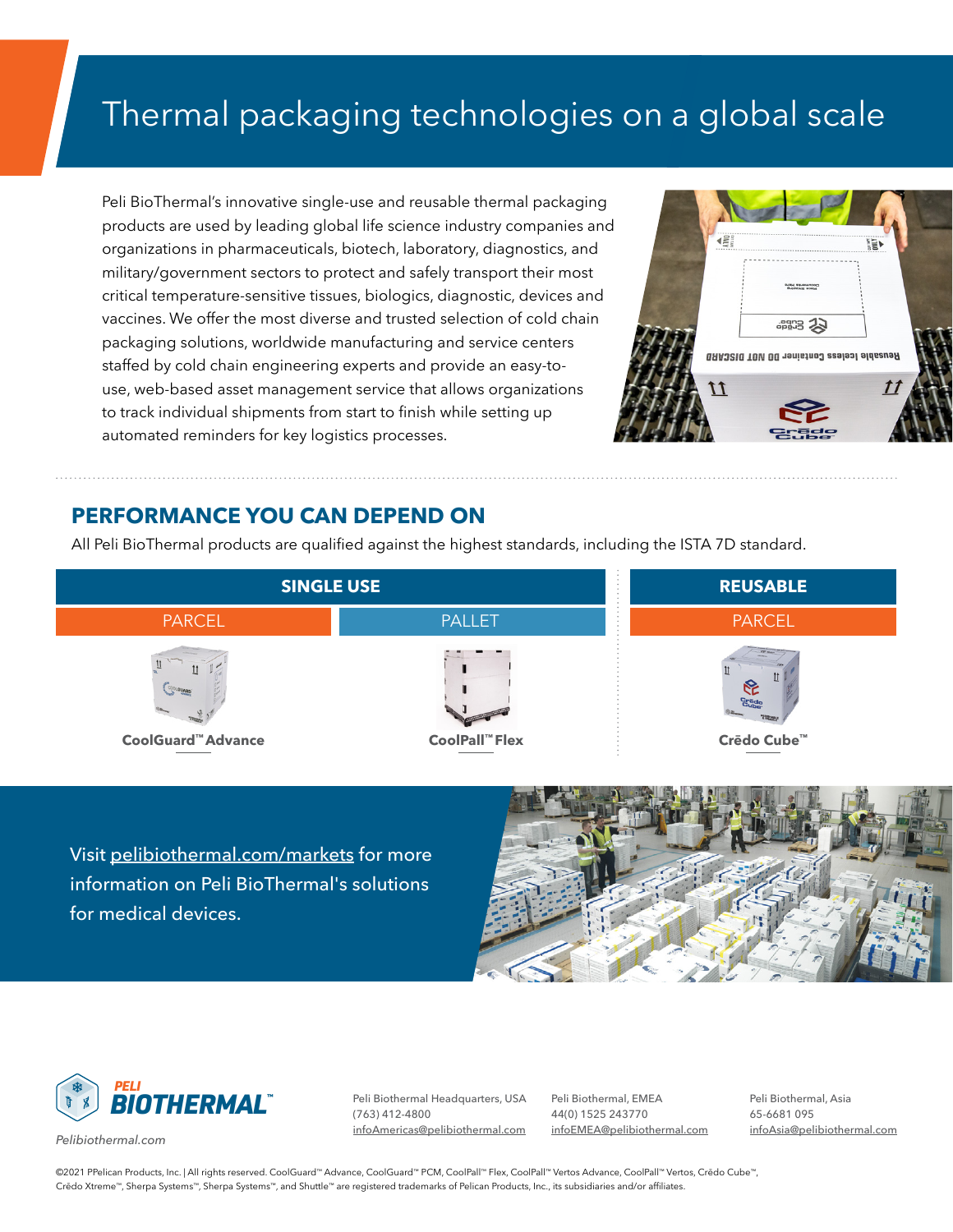# Thermal packaging technologies on a global scale

Peli BioThermal's innovative single-use and reusable thermal packaging products are used by leading global life science industry companies and organizations in pharmaceuticals, biotech, laboratory, diagnostics, and military/government sectors to protect and safely transport their most critical temperature-sensitive tissues, biologics, diagnostic, devices and vaccines. We offer the most diverse and trusted selection of cold chain packaging solutions, worldwide manufacturing and service centers staffed by cold chain engineering experts and provide an easy-to-use, web-based asset management service that allows organizations to track individual shipments from start to finish while setting up automated reminders for key logistics processes.

## PERFORMANCE YOU CAN DEPEND ON

All Peli BioThermal products are qualified against the highest standards, including the ISTA 7D standard.

| SINGLE USE | | REUSABLE |
|---|---|---|
| PARCEL | PALLET | PARCEL |
| CoolGuard™ Advance | CoolPall™ Flex | Crēdo Cube™ |

Visit pelibiothermal.com/markets for more information on Peli BioThermal's solutions for medical devices.

PELI BIOTHERMAL™

*Pelibiothermal.com*

Peli Biothermal Headquarters, USA
(763) 412-4800
infoAmericas@pelibiothermal.com

Peli Biothermal, EMEA
44(0) 1525 243770
infoEMEA@pelibiothermal.com

Peli Biothermal, Asia
65-6681 095
infoAsia@pelibiothermal.com

©2021 PPelican Products, Inc. | All rights reserved. CoolGuard™ Advance, CoolGuard™ PCM, CoolPall™ Flex, CoolPall™ Vertos Advance, CoolPall™ Vertos, Crēdo Cube™, Crēdo Xtreme™, Sherpa Systems™, Sherpa Systems™, and Shuttle™ are registered trademarks of Pelican Products, Inc., its subsidiaries and/or affiliates.